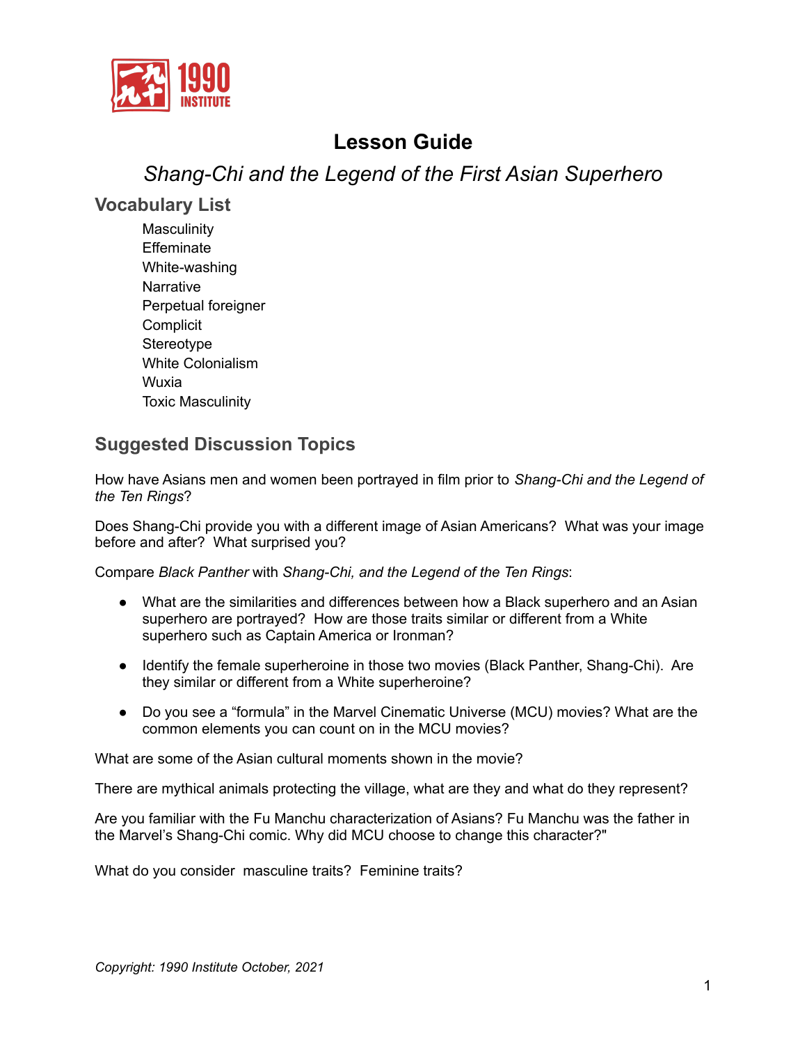# Lesson Guide

## *Shang-Chi and the Legend of the First Asian Superhero*

### Vocabulary List

Masculinity
Effeminate
White-washing
Narrative
Perpetual foreigner
Complicit
Stereotype
White Colonialism
Wuxia
Toxic Masculinity

### Suggested Discussion Topics

How have Asians men and women been portrayed in film prior to *Shang-Chi and the Legend of the Ten Rings*?

Does Shang-Chi provide you with a different image of Asian Americans? What was your image before and after? What surprised you?

Compare *Black Panther* with *Shang-Chi, and the Legend of the Ten Rings*:

- What are the similarities and differences between how a Black superhero and an Asian superhero are portrayed? How are those traits similar or different from a White superhero such as Captain America or Ironman?
- Identify the female superheroine in those two movies (Black Panther, Shang-Chi). Are they similar or different from a White superheroine?
- Do you see a "formula" in the Marvel Cinematic Universe (MCU) movies? What are the common elements you can count on in the MCU movies?

What are some of the Asian cultural moments shown in the movie?

There are mythical animals protecting the village, what are they and what do they represent?

Are you familiar with the Fu Manchu characterization of Asians? Fu Manchu was the father in the Marvel's Shang-Chi comic. Why did MCU choose to change this character?"

What do you consider masculine traits? Feminine traits?

*Copyright: 1990 Institute October, 2021*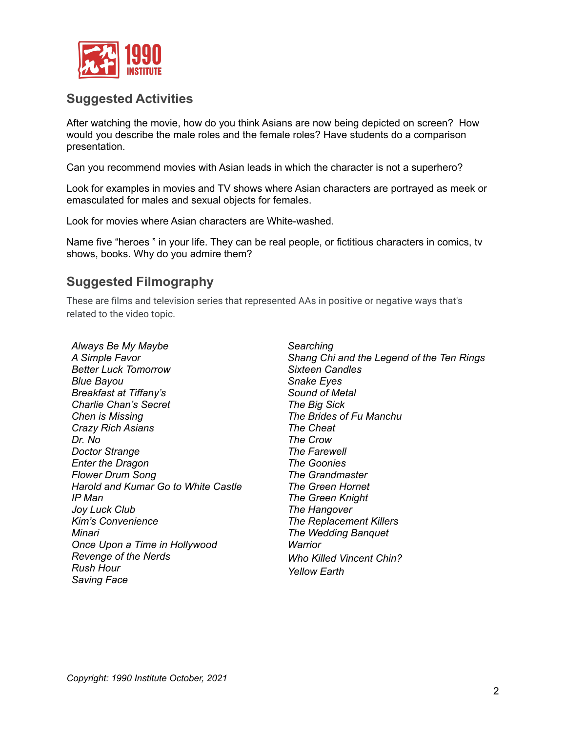1990 INSTITUTE

## Suggested Activities

After watching the movie, how do you think Asians are now being depicted on screen? How would you describe the male roles and the female roles? Have students do a comparison presentation.

Can you recommend movies with Asian leads in which the character is not a superhero?

Look for examples in movies and TV shows where Asian characters are portrayed as meek or emasculated for males and sexual objects for females.

Look for movies where Asian characters are White-washed.

Name five "heroes " in your life. They can be real people, or fictitious characters in comics, tv shows, books. Why do you admire them?

## Suggested Filmography

These are films and television series that represented AAs in positive or negative ways that's related to the video topic.

*Always Be My Maybe*
*A Simple Favor*
*Better Luck Tomorrow*
*Blue Bayou*
*Breakfast at Tiffany's*
*Charlie Chan's Secret*
*Chen is Missing*
*Crazy Rich Asians*
*Dr. No*
*Doctor Strange*
*Enter the Dragon*
*Flower Drum Song*
*Harold and Kumar Go to White Castle*
*IP Man*
*Joy Luck Club*
*Kim's Convenience*
*Minari*
*Once Upon a Time in Hollywood*
*Revenge of the Nerds*
*Rush Hour*
*Saving Face*
*Searching*
*Shang Chi and the Legend of the Ten Rings*
*Sixteen Candles*
*Snake Eyes*
*Sound of Metal*
*The Big Sick*
*The Brides of Fu Manchu*
*The Cheat*
*The Crow*
*The Farewell*
*The Goonies*
*The Grandmaster*
*The Green Hornet*
*The Green Knight*
*The Hangover*
*The Replacement Killers*
*The Wedding Banquet*
*Warrior*
*Who Killed Vincent Chin?*
*Yellow Earth*

*Copyright: 1990 Institute October, 2021*